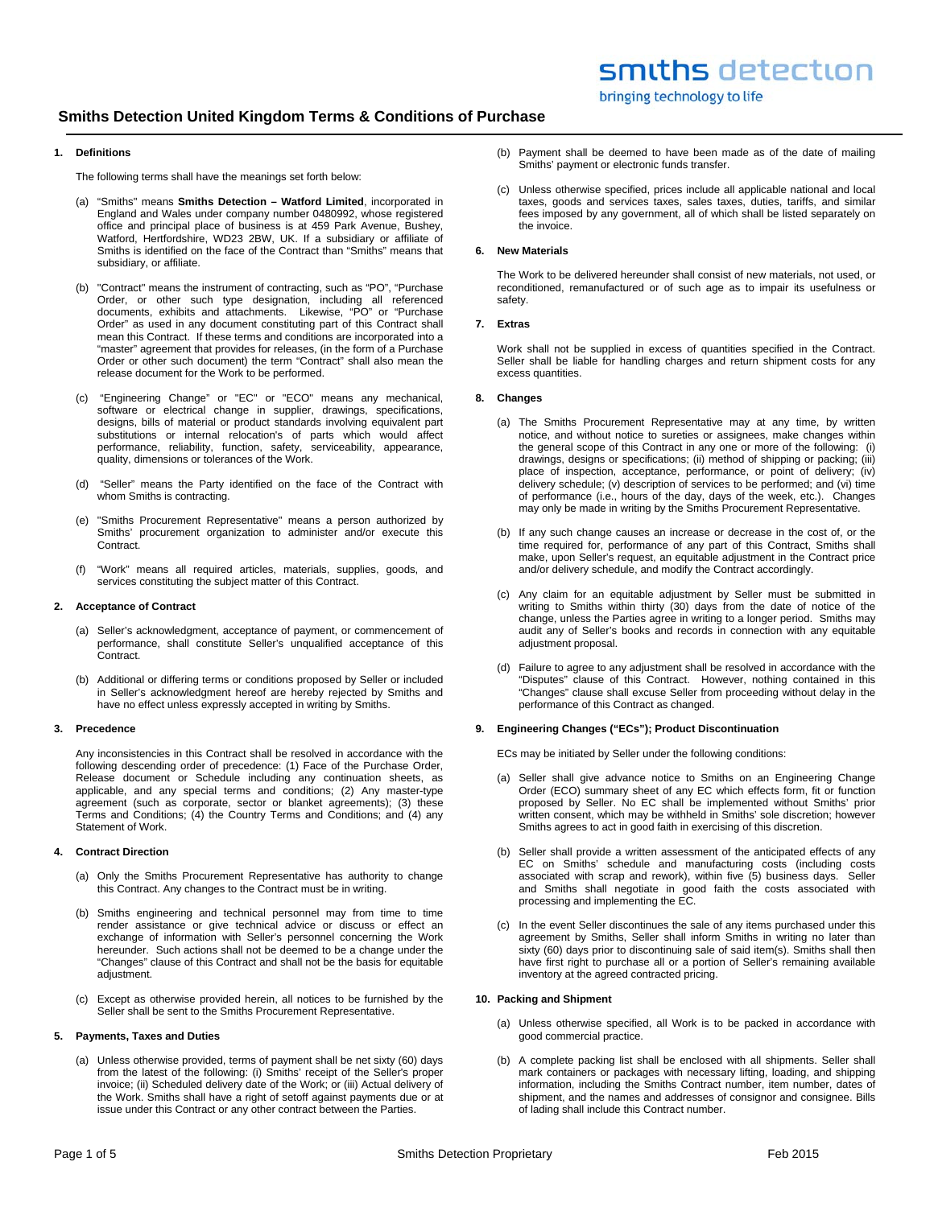# Smiths Detection United Kingdom Terms & Conditions of Purchase

## 1. Definitions

The following terms shall have the meanings set forth below:

(a) "Smiths" means **Smiths Detection – Watford Limited**, incorporated in England and Wales under company number 0480992, whose registered office and principal place of business is at 459 Park Avenue, Bushey, Watford, Hertfordshire, WD23 2BW, UK. If a subsidiary or affiliate of Smiths is identified on the face of the Contract than "Smiths" means that subsidiary, or affiliate.

(b) "Contract" means the instrument of contracting, such as "PO", "Purchase Order, or other such type designation, including all referenced documents, exhibits and attachments. Likewise, "PO" or "Purchase Order" as used in any document constituting part of this Contract shall mean this Contract. If these terms and conditions are incorporated into a "master" agreement that provides for releases, (in the form of a Purchase Order or other such document) the term "Contract" shall also mean the release document for the Work to be performed.

(c) "Engineering Change" or "EC" or "ECO" means any mechanical, software or electrical change in supplier, drawings, specifications, designs, bills of material or product standards involving equivalent part substitutions or internal relocation's of parts which would affect performance, reliability, function, safety, serviceability, appearance, quality, dimensions or tolerances of the Work.

(d) "Seller" means the Party identified on the face of the Contract with whom Smiths is contracting.

(e) "Smiths Procurement Representative" means a person authorized by Smiths' procurement organization to administer and/or execute this Contract.

(f) "Work" means all required articles, materials, supplies, goods, and services constituting the subject matter of this Contract.

## 2. Acceptance of Contract

(a) Seller's acknowledgment, acceptance of payment, or commencement of performance, shall constitute Seller's unqualified acceptance of this Contract.

(b) Additional or differing terms or conditions proposed by Seller or included in Seller's acknowledgment hereof are hereby rejected by Smiths and have no effect unless expressly accepted in writing by Smiths.

## 3. Precedence

Any inconsistencies in this Contract shall be resolved in accordance with the following descending order of precedence: (1) Face of the Purchase Order, Release document or Schedule including any continuation sheets, as applicable, and any special terms and conditions; (2) Any master-type agreement (such as corporate, sector or blanket agreements); (3) these Terms and Conditions; (4) the Country Terms and Conditions; and (4) any Statement of Work.

## 4. Contract Direction

(a) Only the Smiths Procurement Representative has authority to change this Contract. Any changes to the Contract must be in writing.

(b) Smiths engineering and technical personnel may from time to time render assistance or give technical advice or discuss or effect an exchange of information with Seller's personnel concerning the Work hereunder. Such actions shall not be deemed to be a change under the "Changes" clause of this Contract and shall not be the basis for equitable adjustment.

(c) Except as otherwise provided herein, all notices to be furnished by the Seller shall be sent to the Smiths Procurement Representative.

## 5. Payments, Taxes and Duties

(a) Unless otherwise provided, terms of payment shall be net sixty (60) days from the latest of the following: (i) Smiths' receipt of the Seller's proper invoice; (ii) Scheduled delivery date of the Work; or (iii) Actual delivery of the Work. Smiths shall have a right of setoff against payments due or at issue under this Contract or any other contract between the Parties.

(b) Payment shall be deemed to have been made as of the date of mailing Smiths' payment or electronic funds transfer.

(c) Unless otherwise specified, prices include all applicable national and local taxes, goods and services taxes, sales taxes, duties, tariffs, and similar fees imposed by any government, all of which shall be listed separately on the invoice.

## 6. New Materials

The Work to be delivered hereunder shall consist of new materials, not used, or reconditioned, remanufactured or of such age as to impair its usefulness or safety.

## 7. Extras

Work shall not be supplied in excess of quantities specified in the Contract. Seller shall be liable for handling charges and return shipment costs for any excess quantities.

## 8. Changes

(a) The Smiths Procurement Representative may at any time, by written notice, and without notice to sureties or assignees, make changes within the general scope of this Contract in any one or more of the following: (i) drawings, designs or specifications; (ii) method of shipping or packing; (iii) place of inspection, acceptance, performance, or point of delivery; (iv) delivery schedule; (v) description of services to be performed; and (vi) time of performance (i.e., hours of the day, days of the week, etc.). Changes may only be made in writing by the Smiths Procurement Representative.

(b) If any such change causes an increase or decrease in the cost of, or the time required for, performance of any part of this Contract, Smiths shall make, upon Seller's request, an equitable adjustment in the Contract price and/or delivery schedule, and modify the Contract accordingly.

(c) Any claim for an equitable adjustment by Seller must be submitted in writing to Smiths within thirty (30) days from the date of notice of the change, unless the Parties agree in writing to a longer period. Smiths may audit any of Seller's books and records in connection with any equitable adjustment proposal.

(d) Failure to agree to any adjustment shall be resolved in accordance with the "Disputes" clause of this Contract. However, nothing contained in this "Changes" clause shall excuse Seller from proceeding without delay in the performance of this Contract as changed.

## 9. Engineering Changes ("ECs"); Product Discontinuation

ECs may be initiated by Seller under the following conditions:

(a) Seller shall give advance notice to Smiths on an Engineering Change Order (ECO) summary sheet of any EC which effects form, fit or function proposed by Seller. No EC shall be implemented without Smiths' prior written consent, which may be withheld in Smiths' sole discretion; however Smiths agrees to act in good faith in exercising of this discretion.

(b) Seller shall provide a written assessment of the anticipated effects of any EC on Smiths' schedule and manufacturing costs (including costs associated with scrap and rework), within five (5) business days. Seller and Smiths shall negotiate in good faith the costs associated with processing and implementing the EC.

(c) In the event Seller discontinues the sale of any items purchased under this agreement by Smiths, Seller shall inform Smiths in writing no later than sixty (60) days prior to discontinuing sale of said item(s). Smiths shall then have first right to purchase all or a portion of Seller's remaining available inventory at the agreed contracted pricing.

## 10. Packing and Shipment

(a) Unless otherwise specified, all Work is to be packed in accordance with good commercial practice.

(b) A complete packing list shall be enclosed with all shipments. Seller shall mark containers or packages with necessary lifting, loading, and shipping information, including the Smiths Contract number, item number, dates of shipment, and the names and addresses of consignor and consignee. Bills of lading shall include this Contract number.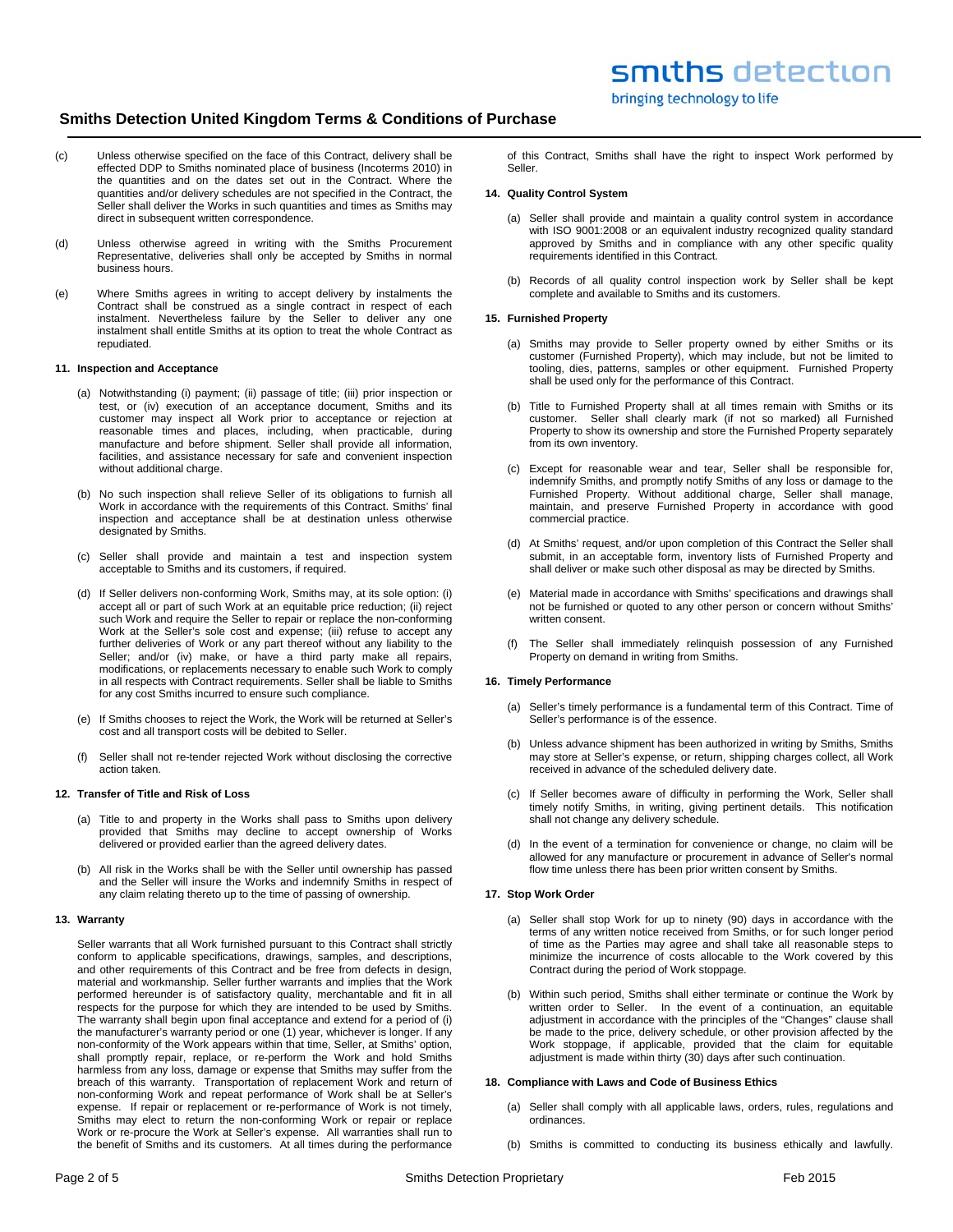(c) Unless otherwise specified on the face of this Contract, delivery shall be effected DDP to Smiths nominated place of business (Incoterms 2010) in the quantities and on the dates set out in the Contract. Where the quantities and/or delivery schedules are not specified in the Contract, the Seller shall deliver the Works in such quantities and times as Smiths may direct in subsequent written correspondence.

(d) Unless otherwise agreed in writing with the Smiths Procurement Representative, deliveries shall only be accepted by Smiths in normal business hours.

(e) Where Smiths agrees in writing to accept delivery by instalments the Contract shall be construed as a single contract in respect of each instalment. Nevertheless failure by the Seller to deliver any one instalment shall entitle Smiths at its option to treat the whole Contract as repudiated.

### 11. Inspection and Acceptance

(a) Notwithstanding (i) payment; (ii) passage of title; (iii) prior inspection or test, or (iv) execution of an acceptance document, Smiths and its customer may inspect all Work prior to acceptance or rejection at reasonable times and places, including, when practicable, during manufacture and before shipment. Seller shall provide all information, facilities, and assistance necessary for safe and convenient inspection without additional charge.

(b) No such inspection shall relieve Seller of its obligations to furnish all Work in accordance with the requirements of this Contract. Smiths' final inspection and acceptance shall be at destination unless otherwise designated by Smiths.

(c) Seller shall provide and maintain a test and inspection system acceptable to Smiths and its customers, if required.

(d) If Seller delivers non-conforming Work, Smiths may, at its sole option: (i) accept all or part of such Work at an equitable price reduction; (ii) reject such Work and require the Seller to repair or replace the non-conforming Work at the Seller's sole cost and expense; (iii) refuse to accept any further deliveries of Work or any part thereof without any liability to the Seller; and/or (iv) make, or have a third party make all repairs, modifications, or replacements necessary to enable such Work to comply in all respects with Contract requirements. Seller shall be liable to Smiths for any cost Smiths incurred to ensure such compliance.

(e) If Smiths chooses to reject the Work, the Work will be returned at Seller's cost and all transport costs will be debited to Seller.

(f) Seller shall not re-tender rejected Work without disclosing the corrective action taken.

### 12. Transfer of Title and Risk of Loss

(a) Title to and property in the Works shall pass to Smiths upon delivery provided that Smiths may decline to accept ownership of Works delivered or provided earlier than the agreed delivery dates.

(b) All risk in the Works shall be with the Seller until ownership has passed and the Seller will insure the Works and indemnify Smiths in respect of any claim relating thereto up to the time of passing of ownership.

### 13. Warranty

Seller warrants that all Work furnished pursuant to this Contract shall strictly conform to applicable specifications, drawings, samples, and descriptions, and other requirements of this Contract and be free from defects in design, material and workmanship. Seller further warrants and implies that the Work performed hereunder is of satisfactory quality, merchantable and fit in all respects for the purpose for which they are intended to be used by Smiths. The warranty shall begin upon final acceptance and extend for a period of (i) the manufacturer's warranty period or one (1) year, whichever is longer. If any non-conformity of the Work appears within that time, Seller, at Smiths' option, shall promptly repair, replace, or re-perform the Work and hold Smiths harmless from any loss, damage or expense that Smiths may suffer from the breach of this warranty. Transportation of replacement Work and return of non-conforming Work and repeat performance of Work shall be at Seller's expense. If repair or replacement or re-performance of Work is not timely, Smiths may elect to return the non-conforming Work or repair or replace Work or re-procure the Work at Seller's expense. All warranties shall run to the benefit of Smiths and its customers. At all times during the performance of this Contract, Smiths shall have the right to inspect Work performed by Seller.

### 14. Quality Control System

(a) Seller shall provide and maintain a quality control system in accordance with ISO 9001:2008 or an equivalent industry recognized quality standard approved by Smiths and in compliance with any other specific quality requirements identified in this Contract.

(b) Records of all quality control inspection work by Seller shall be kept complete and available to Smiths and its customers.

### 15. Furnished Property

(a) Smiths may provide to Seller property owned by either Smiths or its customer (Furnished Property), which may include, but not be limited to tooling, dies, patterns, samples or other equipment. Furnished Property shall be used only for the performance of this Contract.

(b) Title to Furnished Property shall at all times remain with Smiths or its customer. Seller shall clearly mark (if not so marked) all Furnished Property to show its ownership and store the Furnished Property separately from its own inventory.

(c) Except for reasonable wear and tear, Seller shall be responsible for, indemnify Smiths, and promptly notify Smiths of any loss or damage to the Furnished Property. Without additional charge, Seller shall manage, maintain, and preserve Furnished Property in accordance with good commercial practice.

(d) At Smiths' request, and/or upon completion of this Contract the Seller shall submit, in an acceptable form, inventory lists of Furnished Property and shall deliver or make such other disposal as may be directed by Smiths.

(e) Material made in accordance with Smiths' specifications and drawings shall not be furnished or quoted to any other person or concern without Smiths' written consent.

(f) The Seller shall immediately relinquish possession of any Furnished Property on demand in writing from Smiths.

### 16. Timely Performance

(a) Seller's timely performance is a fundamental term of this Contract. Time of Seller's performance is of the essence.

(b) Unless advance shipment has been authorized in writing by Smiths, Smiths may store at Seller's expense, or return, shipping charges collect, all Work received in advance of the scheduled delivery date.

(c) If Seller becomes aware of difficulty in performing the Work, Seller shall timely notify Smiths, in writing, giving pertinent details. This notification shall not change any delivery schedule.

(d) In the event of a termination for convenience or change, no claim will be allowed for any manufacture or procurement in advance of Seller's normal flow time unless there has been prior written consent by Smiths.

### 17. Stop Work Order

(a) Seller shall stop Work for up to ninety (90) days in accordance with the terms of any written notice received from Smiths, or for such longer period of time as the Parties may agree and shall take all reasonable steps to minimize the incurrence of costs allocable to the Work covered by this Contract during the period of Work stoppage.

(b) Within such period, Smiths shall either terminate or continue the Work by written order to Seller. In the event of a continuation, an equitable adjustment in accordance with the principles of the "Changes" clause shall be made to the price, delivery schedule, or other provision affected by the Work stoppage, if applicable, provided that the claim for equitable adjustment is made within thirty (30) days after such continuation.

### 18. Compliance with Laws and Code of Business Ethics

(a) Seller shall comply with all applicable laws, orders, rules, regulations and ordinances.

(b) Smiths is committed to conducting its business ethically and lawfully.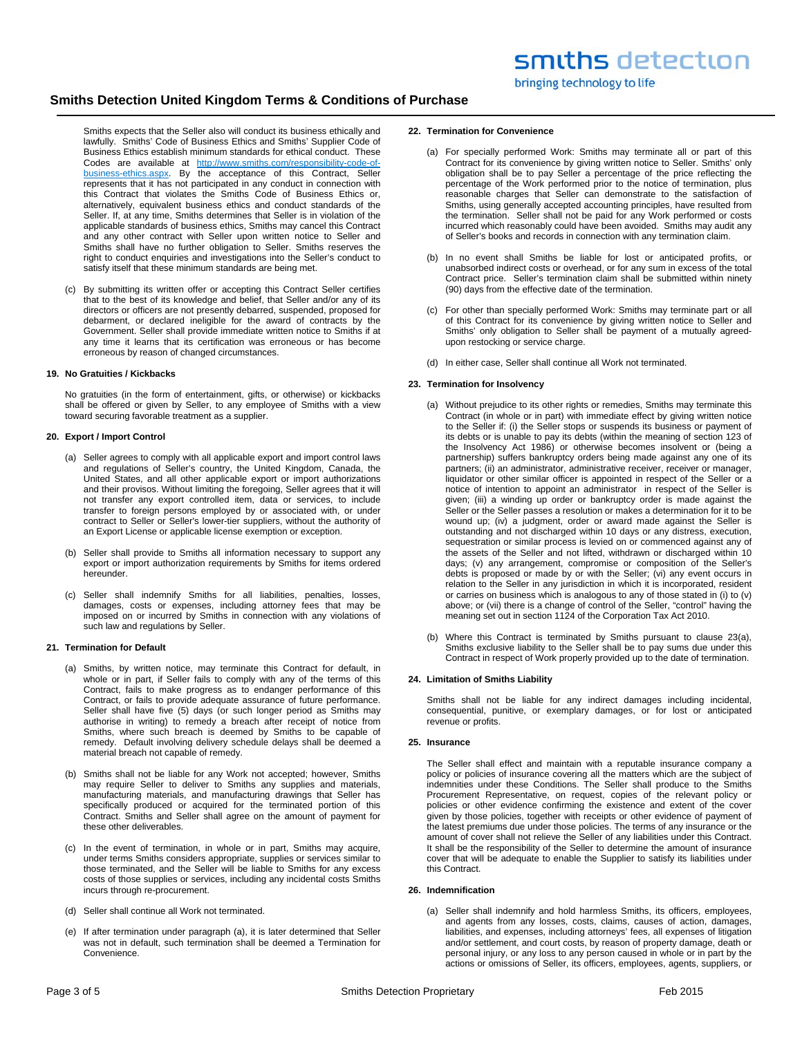Smiths expects that the Seller also will conduct its business ethically and lawfully. Smiths' Code of Business Ethics and Smiths' Supplier Code of Business Ethics establish minimum standards for ethical conduct. These Codes are available at http://www.smiths.com/responsibility-code-of-business-ethics.aspx. By the acceptance of this Contract, Seller represents that it has not participated in any conduct in connection with this Contract that violates the Smiths Code of Business Ethics or, alternatively, equivalent business ethics and conduct standards of the Seller. If, at any time, Smiths determines that Seller is in violation of the applicable standards of business ethics, Smiths may cancel this Contract and any other contract with Seller upon written notice to Seller and Smiths shall have no further obligation to Seller. Smiths reserves the right to conduct enquiries and investigations into the Seller's conduct to satisfy itself that these minimum standards are being met.

(c) By submitting its written offer or accepting this Contract Seller certifies that to the best of its knowledge and belief, that Seller and/or any of its directors or officers are not presently debarred, suspended, proposed for debarment, or declared ineligible for the award of contracts by the Government. Seller shall provide immediate written notice to Smiths if at any time it learns that its certification was erroneous or has become erroneous by reason of changed circumstances.

#### 19. No Gratuities / Kickbacks

No gratuities (in the form of entertainment, gifts, or otherwise) or kickbacks shall be offered or given by Seller, to any employee of Smiths with a view toward securing favorable treatment as a supplier.

#### 20. Export / Import Control

(a) Seller agrees to comply with all applicable export and import control laws and regulations of Seller's country, the United Kingdom, Canada, the United States, and all other applicable export or import authorizations and their provisos. Without limiting the foregoing, Seller agrees that it will not transfer any export controlled item, data or services, to include transfer to foreign persons employed by or associated with, or under contract to Seller or Seller's lower-tier suppliers, without the authority of an Export License or applicable license exemption or exception.

(b) Seller shall provide to Smiths all information necessary to support any export or import authorization requirements by Smiths for items ordered hereunder.

(c) Seller shall indemnify Smiths for all liabilities, penalties, losses, damages, costs or expenses, including attorney fees that may be imposed on or incurred by Smiths in connection with any violations of such law and regulations by Seller.

#### 21. Termination for Default

(a) Smiths, by written notice, may terminate this Contract for default, in whole or in part, if Seller fails to comply with any of the terms of this Contract, fails to make progress as to endanger performance of this Contract, or fails to provide adequate assurance of future performance. Seller shall have five (5) days (or such longer period as Smiths may authorise in writing) to remedy a breach after receipt of notice from Smiths, where such breach is deemed by Smiths to be capable of remedy. Default involving delivery schedule delays shall be deemed a material breach not capable of remedy.

(b) Smiths shall not be liable for any Work not accepted; however, Smiths may require Seller to deliver to Smiths any supplies and materials, manufacturing materials, and manufacturing drawings that Seller has specifically produced or acquired for the terminated portion of this Contract. Smiths and Seller shall agree on the amount of payment for these other deliverables.

(c) In the event of termination, in whole or in part, Smiths may acquire, under terms Smiths considers appropriate, supplies or services similar to those terminated, and the Seller will be liable to Smiths for any excess costs of those supplies or services, including any incidental costs Smiths incurs through re-procurement.

(d) Seller shall continue all Work not terminated.

(e) If after termination under paragraph (a), it is later determined that Seller was not in default, such termination shall be deemed a Termination for Convenience.

#### 22. Termination for Convenience

(a) For specially performed Work: Smiths may terminate all or part of this Contract for its convenience by giving written notice to Seller. Smiths' only obligation shall be to pay Seller a percentage of the price reflecting the percentage of the Work performed prior to the notice of termination, plus reasonable charges that Seller can demonstrate to the satisfaction of Smiths, using generally accepted accounting principles, have resulted from the termination. Seller shall not be paid for any Work performed or costs incurred which reasonably could have been avoided. Smiths may audit any of Seller's books and records in connection with any termination claim.

(b) In no event shall Smiths be liable for lost or anticipated profits, or unabsorbed indirect costs or overhead, or for any sum in excess of the total Contract price. Seller's termination claim shall be submitted within ninety (90) days from the effective date of the termination.

(c) For other than specially performed Work: Smiths may terminate part or all of this Contract for its convenience by giving written notice to Seller and Smiths' only obligation to Seller shall be payment of a mutually agreed-upon restocking or service charge.

(d) In either case, Seller shall continue all Work not terminated.

#### 23. Termination for Insolvency

(a) Without prejudice to its other rights or remedies, Smiths may terminate this Contract (in whole or in part) with immediate effect by giving written notice to the Seller if: (i) the Seller stops or suspends its business or payment of its debts or is unable to pay its debts (within the meaning of section 123 of the Insolvency Act 1986) or otherwise becomes insolvent or (being a partnership) suffers bankruptcy orders being made against any one of its partners; (ii) an administrator, administrative receiver, receiver or manager, liquidator or other similar officer is appointed in respect of the Seller or a notice of intention to appoint an administrator in respect of the Seller is given; (iii) a winding up order or bankruptcy order is made against the Seller or the Seller passes a resolution or makes a determination for it to be wound up; (iv) a judgment, order or award made against the Seller is outstanding and not discharged within 10 days or any distress, execution, sequestration or similar process is levied on or commenced against any of the assets of the Seller and not lifted, withdrawn or discharged within 10 days; (v) any arrangement, compromise or composition of the Seller's debts is proposed or made by or with the Seller; (vi) any event occurs in relation to the Seller in any jurisdiction in which it is incorporated, resident or carries on business which is analogous to any of those stated in (i) to (v) above; or (vii) there is a change of control of the Seller, "control" having the meaning set out in section 1124 of the Corporation Tax Act 2010.

(b) Where this Contract is terminated by Smiths pursuant to clause 23(a), Smiths exclusive liability to the Seller shall be to pay sums due under this Contract in respect of Work properly provided up to the date of termination.

#### 24. Limitation of Smiths Liability

Smiths shall not be liable for any indirect damages including incidental, consequential, punitive, or exemplary damages, or for lost or anticipated revenue or profits.

#### 25. Insurance

The Seller shall effect and maintain with a reputable insurance company a policy or policies of insurance covering all the matters which are the subject of indemnities under these Conditions. The Seller shall produce to the Smiths Procurement Representative, on request, copies of the relevant policy or policies or other evidence confirming the existence and extent of the cover given by those policies, together with receipts or other evidence of payment of the latest premiums due under those policies. The terms of any insurance or the amount of cover shall not relieve the Seller of any liabilities under this Contract. It shall be the responsibility of the Seller to determine the amount of insurance cover that will be adequate to enable the Supplier to satisfy its liabilities under this Contract.

#### 26. Indemnification

(a) Seller shall indemnify and hold harmless Smiths, its officers, employees, and agents from any losses, costs, claims, causes of action, damages, liabilities, and expenses, including attorneys' fees, all expenses of litigation and/or settlement, and court costs, by reason of property damage, death or personal injury, or any loss to any person caused in whole or in part by the actions or omissions of Seller, its officers, employees, agents, suppliers, or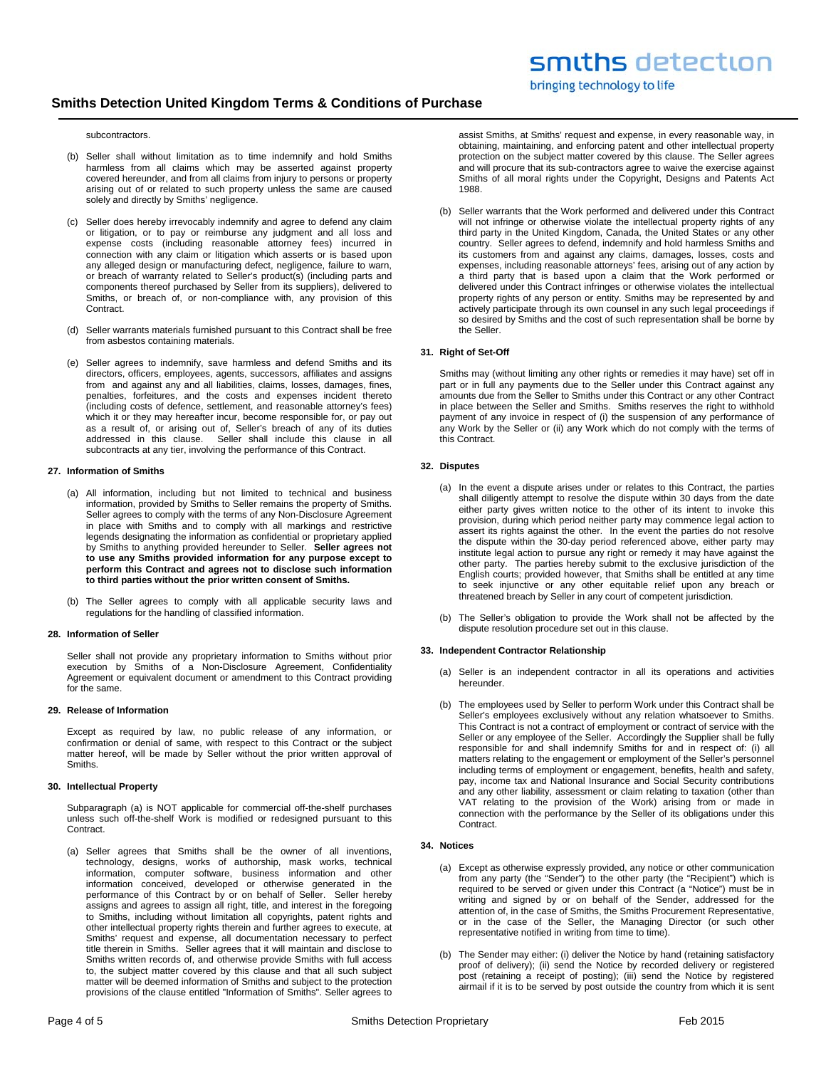subcontractors.

(b) Seller shall without limitation as to time indemnify and hold Smiths harmless from all claims which may be asserted against property covered hereunder, and from all claims from injury to persons or property arising out of or related to such property unless the same are caused solely and directly by Smiths' negligence.

(c) Seller does hereby irrevocably indemnify and agree to defend any claim or litigation, or to pay or reimburse any judgment and all loss and expense costs (including reasonable attorney fees) incurred in connection with any claim or litigation which asserts or is based upon any alleged design or manufacturing defect, negligence, failure to warn, or breach of warranty related to Seller's product(s) (including parts and components thereof purchased by Seller from its suppliers), delivered to Smiths, or breach of, or non-compliance with, any provision of this Contract.

(d) Seller warrants materials furnished pursuant to this Contract shall be free from asbestos containing materials.

(e) Seller agrees to indemnify, save harmless and defend Smiths and its directors, officers, employees, agents, successors, affiliates and assigns from and against any and all liabilities, claims, losses, damages, fines, penalties, forfeitures, and the costs and expenses incident thereto (including costs of defence, settlement, and reasonable attorney's fees) which it or they may hereafter incur, become responsible for, or pay out as a result of, or arising out of, Seller's breach of any of its duties addressed in this clause. Seller shall include this clause in all subcontracts at any tier, involving the performance of this Contract.

**27. Information of Smiths**

(a) All information, including but not limited to technical and business information, provided by Smiths to Seller remains the property of Smiths. Seller agrees to comply with the terms of any Non-Disclosure Agreement in place with Smiths and to comply with all markings and restrictive legends designating the information as confidential or proprietary applied by Smiths to anything provided hereunder to Seller. **Seller agrees not to use any Smiths provided information for any purpose except to perform this Contract and agrees not to disclose such information to third parties without the prior written consent of Smiths.**

(b) The Seller agrees to comply with all applicable security laws and regulations for the handling of classified information.

**28. Information of Seller**

Seller shall not provide any proprietary information to Smiths without prior execution by Smiths of a Non-Disclosure Agreement, Confidentiality Agreement or equivalent document or amendment to this Contract providing for the same.

**29. Release of Information**

Except as required by law, no public release of any information, or confirmation or denial of same, with respect to this Contract or the subject matter hereof, will be made by Seller without the prior written approval of Smiths.

**30. Intellectual Property**

Subparagraph (a) is NOT applicable for commercial off-the-shelf purchases unless such off-the-shelf Work is modified or redesigned pursuant to this Contract.

(a) Seller agrees that Smiths shall be the owner of all inventions, technology, designs, works of authorship, mask works, technical information, computer software, business information and other information conceived, developed or otherwise generated in the performance of this Contract by or on behalf of Seller. Seller hereby assigns and agrees to assign all right, title, and interest in the foregoing to Smiths, including without limitation all copyrights, patent rights and other intellectual property rights therein and further agrees to execute, at Smiths' request and expense, all documentation necessary to perfect title therein in Smiths. Seller agrees that it will maintain and disclose to Smiths written records of, and otherwise provide Smiths with full access to, the subject matter covered by this clause and that all such subject matter will be deemed information of Smiths and subject to the protection provisions of the clause entitled "Information of Smiths". Seller agrees to assist Smiths, at Smiths' request and expense, in every reasonable way, in obtaining, maintaining, and enforcing patent and other intellectual property protection on the subject matter covered by this clause. The Seller agrees and will procure that its sub-contractors agree to waive the exercise against Smiths of all moral rights under the Copyright, Designs and Patents Act 1988.

(b) Seller warrants that the Work performed and delivered under this Contract will not infringe or otherwise violate the intellectual property rights of any third party in the United Kingdom, Canada, the United States or any other country. Seller agrees to defend, indemnify and hold harmless Smiths and its customers from and against any claims, damages, losses, costs and expenses, including reasonable attorneys' fees, arising out of any action by a third party that is based upon a claim that the Work performed or delivered under this Contract infringes or otherwise violates the intellectual property rights of any person or entity. Smiths may be represented by and actively participate through its own counsel in any such legal proceedings if so desired by Smiths and the cost of such representation shall be borne by the Seller.

**31. Right of Set-Off**

Smiths may (without limiting any other rights or remedies it may have) set off in part or in full any payments due to the Seller under this Contract against any amounts due from the Seller to Smiths under this Contract or any other Contract in place between the Seller and Smiths. Smiths reserves the right to withhold payment of any invoice in respect of (i) the suspension of any performance of any Work by the Seller or (ii) any Work which do not comply with the terms of this Contract.

**32. Disputes**

(a) In the event a dispute arises under or relates to this Contract, the parties shall diligently attempt to resolve the dispute within 30 days from the date either party gives written notice to the other of its intent to invoke this provision, during which period neither party may commence legal action to assert its rights against the other. In the event the parties do not resolve the dispute within the 30-day period referenced above, either party may institute legal action to pursue any right or remedy it may have against the other party. The parties hereby submit to the exclusive jurisdiction of the English courts; provided however, that Smiths shall be entitled at any time to seek injunctive or any other equitable relief upon any breach or threatened breach by Seller in any court of competent jurisdiction.

(b) The Seller's obligation to provide the Work shall not be affected by the dispute resolution procedure set out in this clause.

**33. Independent Contractor Relationship**

(a) Seller is an independent contractor in all its operations and activities hereunder.

(b) The employees used by Seller to perform Work under this Contract shall be Seller's employees exclusively without any relation whatsoever to Smiths. This Contract is not a contract of employment or contract of service with the Seller or any employee of the Seller. Accordingly the Supplier shall be fully responsible for and shall indemnify Smiths for and in respect of: (i) all matters relating to the engagement or employment of the Seller's personnel including terms of employment or engagement, benefits, health and safety, pay, income tax and National Insurance and Social Security contributions and any other liability, assessment or claim relating to taxation (other than VAT relating to the provision of the Work) arising from or made in connection with the performance by the Seller of its obligations under this Contract.

**34. Notices**

(a) Except as otherwise expressly provided, any notice or other communication from any party (the "Sender") to the other party (the "Recipient") which is required to be served or given under this Contract (a "Notice") must be in writing and signed by or on behalf of the Sender, addressed for the attention of, in the case of Smiths, the Smiths Procurement Representative, or in the case of the Seller, the Managing Director (or such other representative notified in writing from time to time).

(b) The Sender may either: (i) deliver the Notice by hand (retaining satisfactory proof of delivery); (ii) send the Notice by recorded delivery or registered post (retaining a receipt of posting); (iii) send the Notice by registered airmail if it is to be served by post outside the country from which it is sent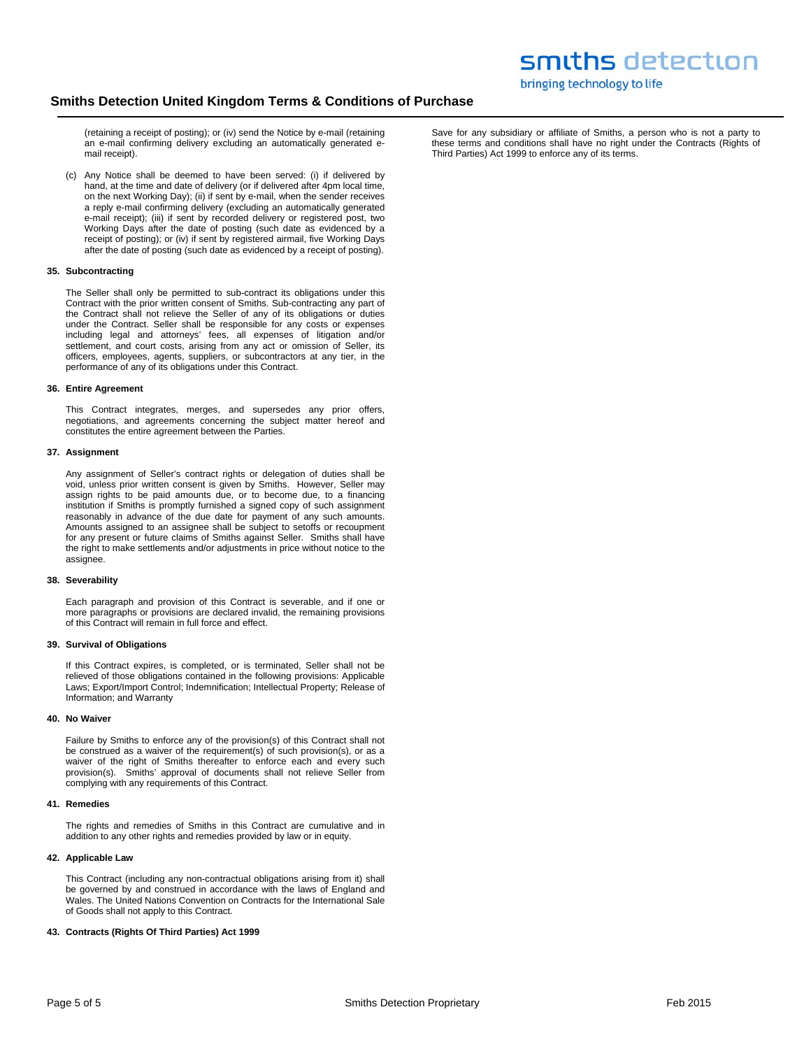(retaining a receipt of posting); or (iv) send the Notice by e-mail (retaining an e-mail confirming delivery excluding an automatically generated e-mail receipt).

(c) Any Notice shall be deemed to have been served: (i) if delivered by hand, at the time and date of delivery (or if delivered after 4pm local time, on the next Working Day); (ii) if sent by e-mail, when the sender receives a reply e-mail confirming delivery (excluding an automatically generated e-mail receipt); (iii) if sent by recorded delivery or registered post, two Working Days after the date of posting (such date as evidenced by a receipt of posting); or (iv) if sent by registered airmail, five Working Days after the date of posting (such date as evidenced by a receipt of posting).

**35. Subcontracting**

The Seller shall only be permitted to sub-contract its obligations under this Contract with the prior written consent of Smiths. Sub-contracting any part of the Contract shall not relieve the Seller of any of its obligations or duties under the Contract. Seller shall be responsible for any costs or expenses including legal and attorneys' fees, all expenses of litigation and/or settlement, and court costs, arising from any act or omission of Seller, its officers, employees, agents, suppliers, or subcontractors at any tier, in the performance of any of its obligations under this Contract.

**36. Entire Agreement**

This Contract integrates, merges, and supersedes any prior offers, negotiations, and agreements concerning the subject matter hereof and constitutes the entire agreement between the Parties.

**37. Assignment**

Any assignment of Seller's contract rights or delegation of duties shall be void, unless prior written consent is given by Smiths. However, Seller may assign rights to be paid amounts due, or to become due, to a financing institution if Smiths is promptly furnished a signed copy of such assignment reasonably in advance of the due date for payment of any such amounts. Amounts assigned to an assignee shall be subject to setoffs or recoupment for any present or future claims of Smiths against Seller. Smiths shall have the right to make settlements and/or adjustments in price without notice to the assignee.

**38. Severability**

Each paragraph and provision of this Contract is severable, and if one or more paragraphs or provisions are declared invalid, the remaining provisions of this Contract will remain in full force and effect.

**39. Survival of Obligations**

If this Contract expires, is completed, or is terminated, Seller shall not be relieved of those obligations contained in the following provisions: Applicable Laws; Export/Import Control; Indemnification; Intellectual Property; Release of Information; and Warranty

**40. No Waiver**

Failure by Smiths to enforce any of the provision(s) of this Contract shall not be construed as a waiver of the requirement(s) of such provision(s), or as a waiver of the right of Smiths thereafter to enforce each and every such provision(s). Smiths' approval of documents shall not relieve Seller from complying with any requirements of this Contract.

**41. Remedies**

The rights and remedies of Smiths in this Contract are cumulative and in addition to any other rights and remedies provided by law or in equity.

**42. Applicable Law**

This Contract (including any non-contractual obligations arising from it) shall be governed by and construed in accordance with the laws of England and Wales. The United Nations Convention on Contracts for the International Sale of Goods shall not apply to this Contract.

**43. Contracts (Rights Of Third Parties) Act 1999**

Save for any subsidiary or affiliate of Smiths, a person who is not a party to these terms and conditions shall have no right under the Contracts (Rights of Third Parties) Act 1999 to enforce any of its terms.